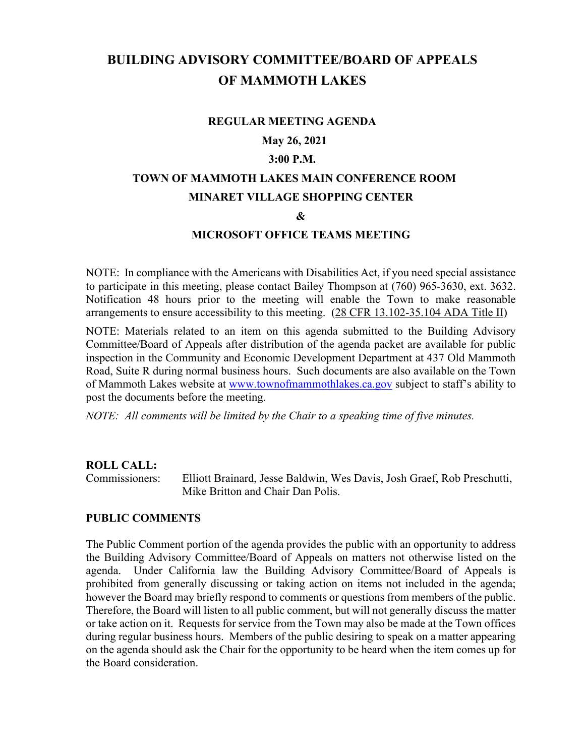# BUILDING ADVISORY COMMITTEE/BOARD OF APPEALS OF MAMMOTH LAKES

**REGULAR MEETING AGENDA**

**May 26, 2021**

**3:00 P.M.**

**TOWN OF MAMMOTH LAKES MAIN CONFERENCE ROOM**

**MINARET VILLAGE SHOPPING CENTER**

**&**

**MICROSOFT OFFICE TEAMS MEETING**

NOTE: In compliance with the Americans with Disabilities Act, if you need special assistance to participate in this meeting, please contact Bailey Thompson at (760) 965-3630, ext. 3632. Notification 48 hours prior to the meeting will enable the Town to make reasonable arrangements to ensure accessibility to this meeting. (28 CFR 13.102-35.104 ADA Title II)

NOTE: Materials related to an item on this agenda submitted to the Building Advisory Committee/Board of Appeals after distribution of the agenda packet are available for public inspection in the Community and Economic Development Department at 437 Old Mammoth Road, Suite R during normal business hours. Such documents are also available on the Town of Mammoth Lakes website at www.townofmammothlakes.ca.gov subject to staff's ability to post the documents before the meeting.

*NOTE: All comments will be limited by the Chair to a speaking time of five minutes.*

**ROLL CALL:**

Commissioners: Elliott Brainard, Jesse Baldwin, Wes Davis, Josh Graef, Rob Preschutti, Mike Britton and Chair Dan Polis.

**PUBLIC COMMENTS**

The Public Comment portion of the agenda provides the public with an opportunity to address the Building Advisory Committee/Board of Appeals on matters not otherwise listed on the agenda. Under California law the Building Advisory Committee/Board of Appeals is prohibited from generally discussing or taking action on items not included in the agenda; however the Board may briefly respond to comments or questions from members of the public. Therefore, the Board will listen to all public comment, but will not generally discuss the matter or take action on it. Requests for service from the Town may also be made at the Town offices during regular business hours. Members of the public desiring to speak on a matter appearing on the agenda should ask the Chair for the opportunity to be heard when the item comes up for the Board consideration.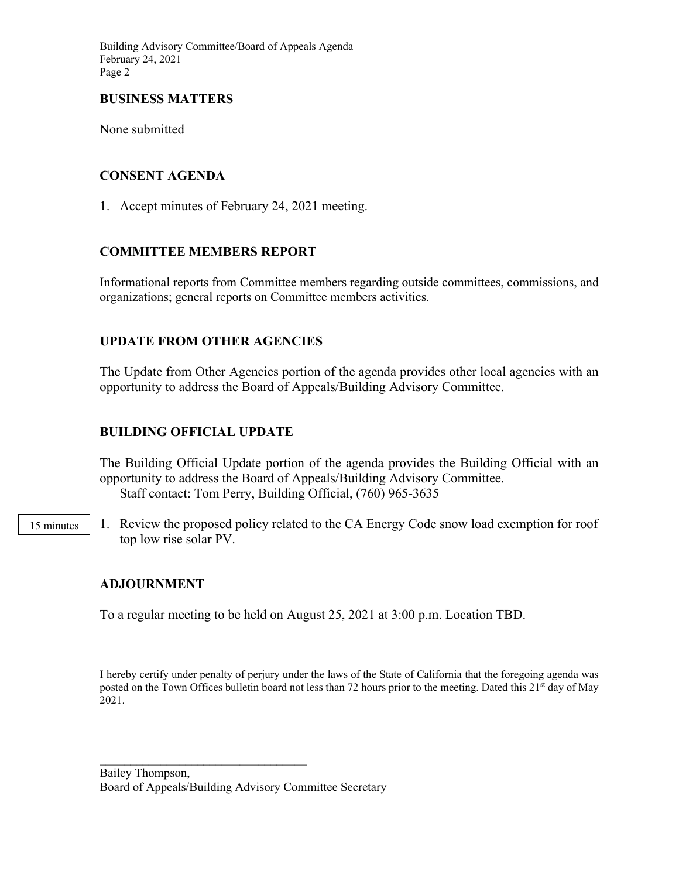## BUSINESS MATTERS

None submitted

## CONSENT AGENDA

1. Accept minutes of February 24, 2021 meeting.

## COMMITTEE MEMBERS REPORT

Informational reports from Committee members regarding outside committees, commissions, and organizations; general reports on Committee members activities.

## UPDATE FROM OTHER AGENCIES

The Update from Other Agencies portion of the agenda provides other local agencies with an opportunity to address the Board of Appeals/Building Advisory Committee.

## BUILDING OFFICIAL UPDATE

The Building Official Update portion of the agenda provides the Building Official with an opportunity to address the Board of Appeals/Building Advisory Committee.
Staff contact: Tom Perry, Building Official, (760) 965-3635

15 minutes

1. Review the proposed policy related to the CA Energy Code snow load exemption for roof top low rise solar PV.

## ADJOURNMENT

To a regular meeting to be held on August 25, 2021 at 3:00 p.m. Location TBD.

I hereby certify under penalty of perjury under the laws of the State of California that the foregoing agenda was posted on the Town Offices bulletin board not less than 72 hours prior to the meeting. Dated this 21st day of May 2021.

\_\_\_\_\_\_\_\_\_\_\_\_\_\_\_\_\_\_\_\_\_\_\_\_\_\_\_\_\_\_\_\_\_\_\_

Bailey Thompson,
Board of Appeals/Building Advisory Committee Secretary